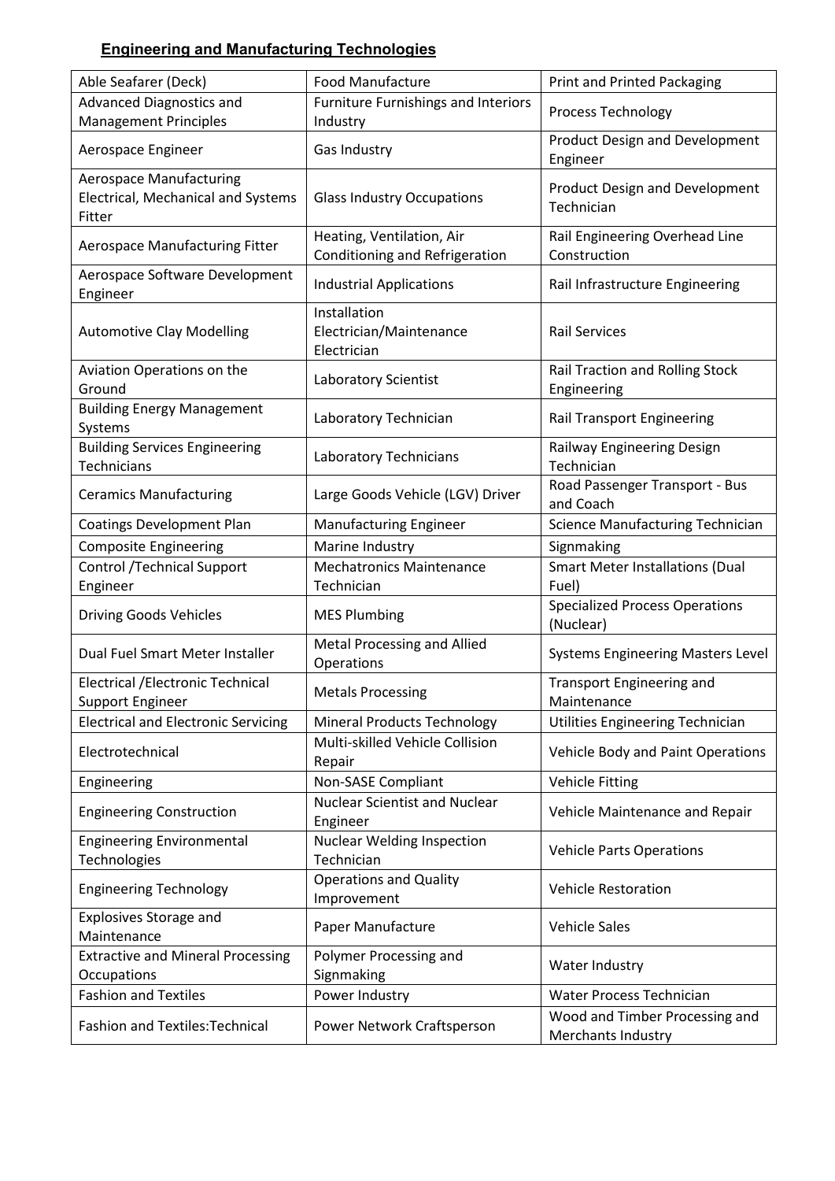## Engineering and Manufacturing Technologies

| | | |
|---|---|---|
| Able Seafarer (Deck) | Food Manufacture | Print and Printed Packaging |
| Advanced Diagnostics and Management Principles | Furniture Furnishings and Interiors Industry | Process Technology |
| Aerospace Engineer | Gas Industry | Product Design and Development Engineer |
| Aerospace Manufacturing Electrical, Mechanical and Systems Fitter | Glass Industry Occupations | Product Design and Development Technician |
| Aerospace Manufacturing Fitter | Heating, Ventilation, Air Conditioning and Refrigeration | Rail Engineering Overhead Line Construction |
| Aerospace Software Development Engineer | Industrial Applications | Rail Infrastructure Engineering |
| Automotive Clay Modelling | Installation Electrician/Maintenance Electrician | Rail Services |
| Aviation Operations on the Ground | Laboratory Scientist | Rail Traction and Rolling Stock Engineering |
| Building Energy Management Systems | Laboratory Technician | Rail Transport Engineering |
| Building Services Engineering Technicians | Laboratory Technicians | Railway Engineering Design Technician |
| Ceramics Manufacturing | Large Goods Vehicle (LGV) Driver | Road Passenger Transport - Bus and Coach |
| Coatings Development Plan | Manufacturing Engineer | Science Manufacturing Technician |
| Composite Engineering | Marine Industry | Signmaking |
| Control /Technical Support Engineer | Mechatronics Maintenance Technician | Smart Meter Installations (Dual Fuel) |
| Driving Goods Vehicles | MES Plumbing | Specialized Process Operations (Nuclear) |
| Dual Fuel Smart Meter Installer | Metal Processing and Allied Operations | Systems Engineering Masters Level |
| Electrical /Electronic Technical Support Engineer | Metals Processing | Transport Engineering and Maintenance |
| Electrical and Electronic Servicing | Mineral Products Technology | Utilities Engineering Technician |
| Electrotechnical | Multi-skilled Vehicle Collision Repair | Vehicle Body and Paint Operations |
| Engineering | Non-SASE Compliant | Vehicle Fitting |
| Engineering Construction | Nuclear Scientist and Nuclear Engineer | Vehicle Maintenance and Repair |
| Engineering Environmental Technologies | Nuclear Welding Inspection Technician | Vehicle Parts Operations |
| Engineering Technology | Operations and Quality Improvement | Vehicle Restoration |
| Explosives Storage and Maintenance | Paper Manufacture | Vehicle Sales |
| Extractive and Mineral Processing Occupations | Polymer Processing and Signmaking | Water Industry |
| Fashion and Textiles | Power Industry | Water Process Technician |
| Fashion and Textiles:Technical | Power Network Craftsperson | Wood and Timber Processing and Merchants Industry |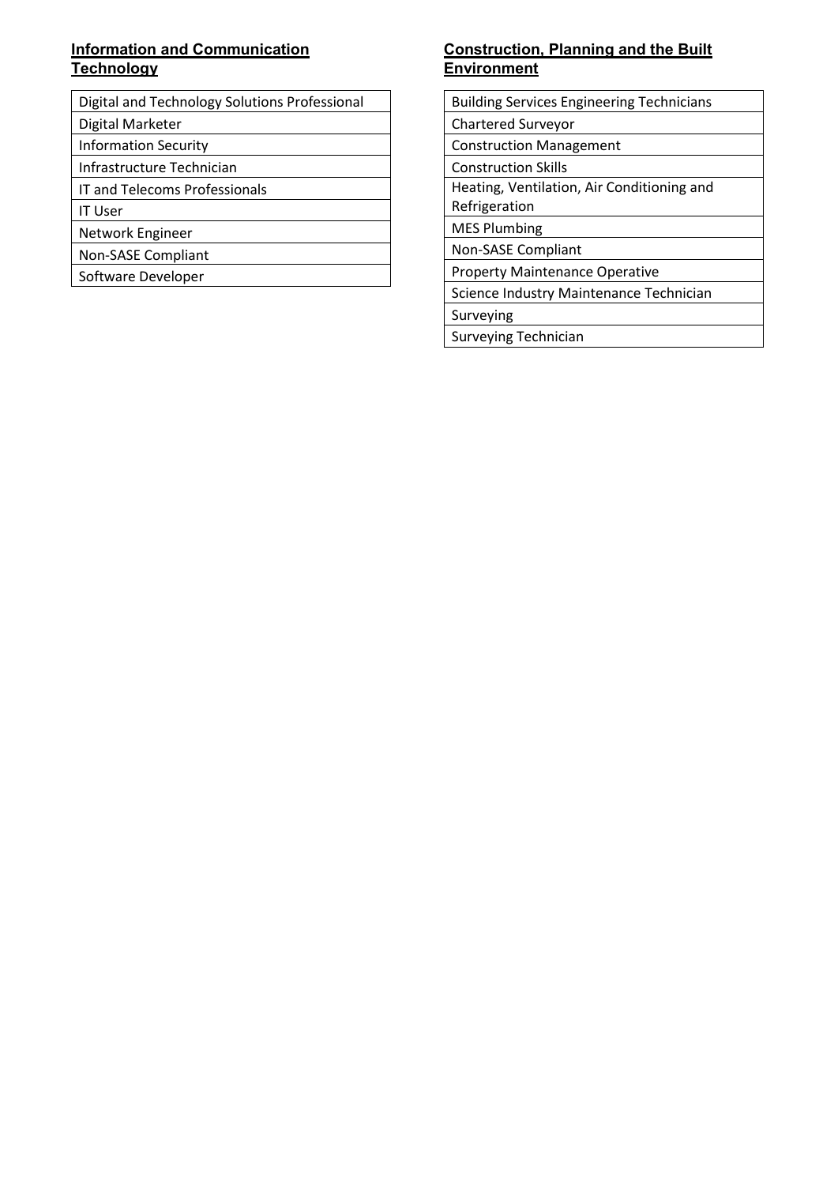**Information and Communication Technology**

| |
|---|
| Digital and Technology Solutions Professional |
| Digital Marketer |
| Information Security |
| Infrastructure Technician |
| IT and Telecoms Professionals |
| IT User |
| Network Engineer |
| Non-SASE Compliant |
| Software Developer |

**Construction, Planning and the Built Environment**

| |
|---|
| Building Services Engineering Technicians |
| Chartered Surveyor |
| Construction Management |
| Construction Skills |
| Heating, Ventilation, Air Conditioning and Refrigeration |
| MES Plumbing |
| Non-SASE Compliant |
| Property Maintenance Operative |
| Science Industry Maintenance Technician |
| Surveying |
| Surveying Technician |